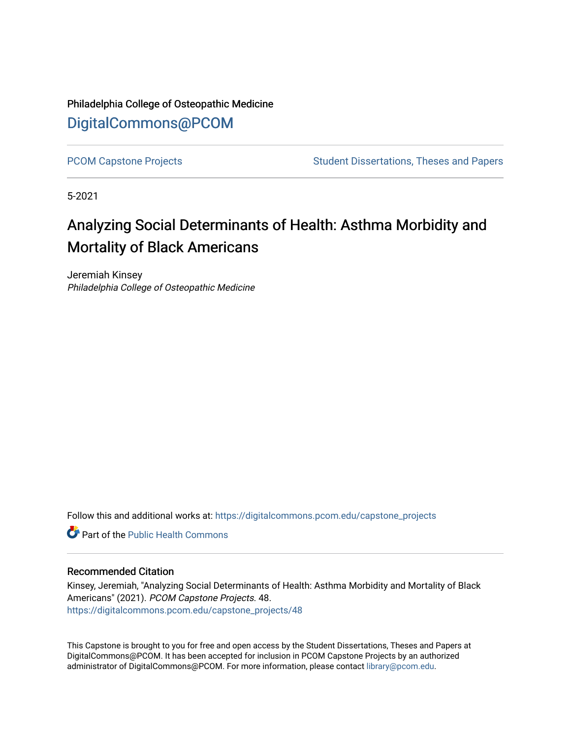Philadelphia College of Osteopathic Medicine

DigitalCommons@PCOM

PCOM Capstone Projects | Student Dissertations, Theses and Papers

5-2021

# Analyzing Social Determinants of Health: Asthma Morbidity and Mortality of Black Americans

Jeremiah Kinsey

*Philadelphia College of Osteopathic Medicine*

Follow this and additional works at: https://digitalcommons.pcom.edu/capstone_projects

Part of the Public Health Commons

## Recommended Citation

Kinsey, Jeremiah, "Analyzing Social Determinants of Health: Asthma Morbidity and Mortality of Black Americans" (2021). *PCOM Capstone Projects*. 48.
https://digitalcommons.pcom.edu/capstone_projects/48

This Capstone is brought to you for free and open access by the Student Dissertations, Theses and Papers at DigitalCommons@PCOM. It has been accepted for inclusion in PCOM Capstone Projects by an authorized administrator of DigitalCommons@PCOM. For more information, please contact library@pcom.edu.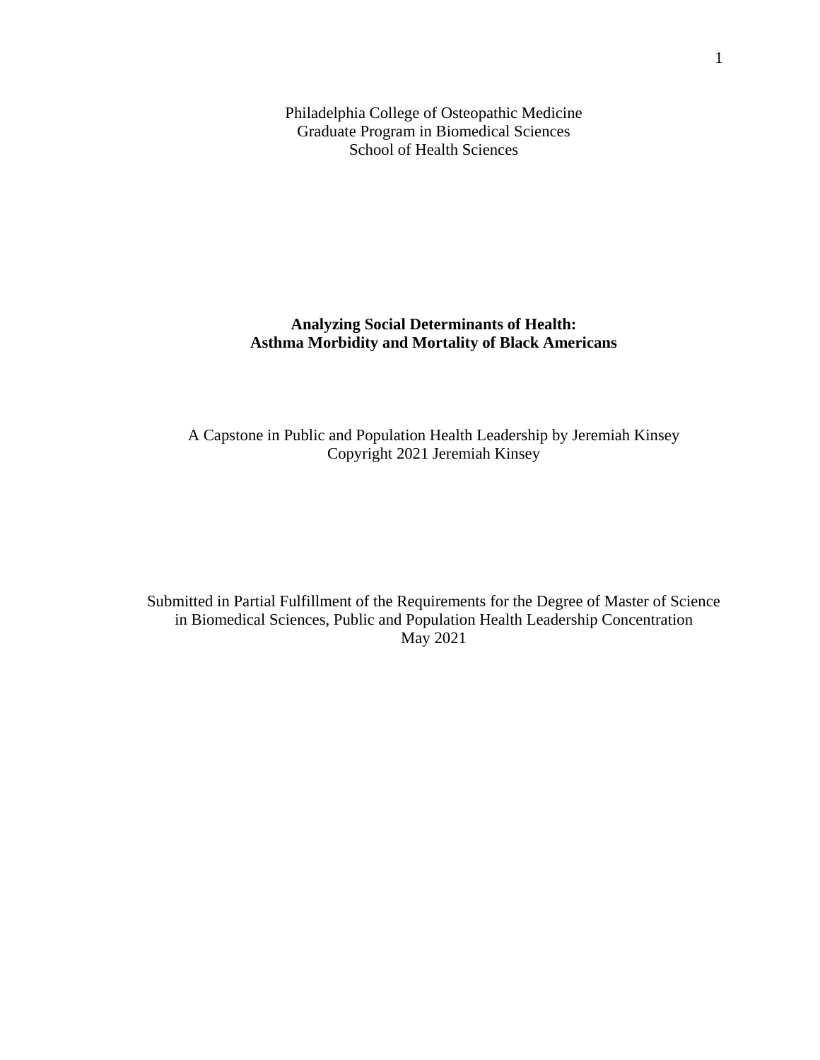Philadelphia College of Osteopathic Medicine
Graduate Program in Biomedical Sciences
School of Health Sciences

**Analyzing Social Determinants of Health:**
**Asthma Morbidity and Mortality of Black Americans**

A Capstone in Public and Population Health Leadership by Jeremiah Kinsey
Copyright 2021 Jeremiah Kinsey

Submitted in Partial Fulfillment of the Requirements for the Degree of Master of Science in Biomedical Sciences, Public and Population Health Leadership Concentration
May 2021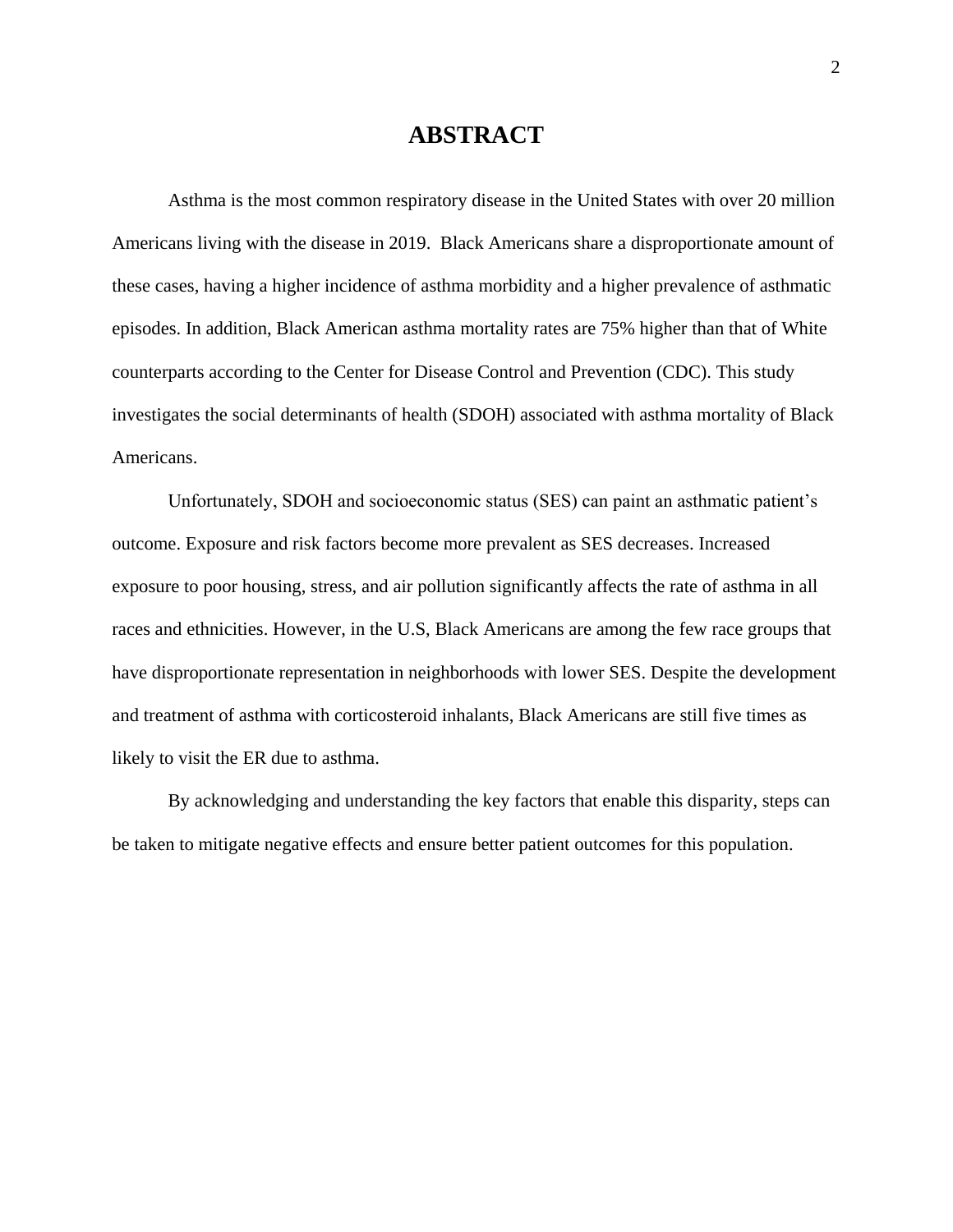# ABSTRACT

Asthma is the most common respiratory disease in the United States with over 20 million Americans living with the disease in 2019. Black Americans share a disproportionate amount of these cases, having a higher incidence of asthma morbidity and a higher prevalence of asthmatic episodes. In addition, Black American asthma mortality rates are 75% higher than that of White counterparts according to the Center for Disease Control and Prevention (CDC). This study investigates the social determinants of health (SDOH) associated with asthma mortality of Black Americans.

Unfortunately, SDOH and socioeconomic status (SES) can paint an asthmatic patient's outcome. Exposure and risk factors become more prevalent as SES decreases. Increased exposure to poor housing, stress, and air pollution significantly affects the rate of asthma in all races and ethnicities. However, in the U.S, Black Americans are among the few race groups that have disproportionate representation in neighborhoods with lower SES. Despite the development and treatment of asthma with corticosteroid inhalants, Black Americans are still five times as likely to visit the ER due to asthma.

By acknowledging and understanding the key factors that enable this disparity, steps can be taken to mitigate negative effects and ensure better patient outcomes for this population.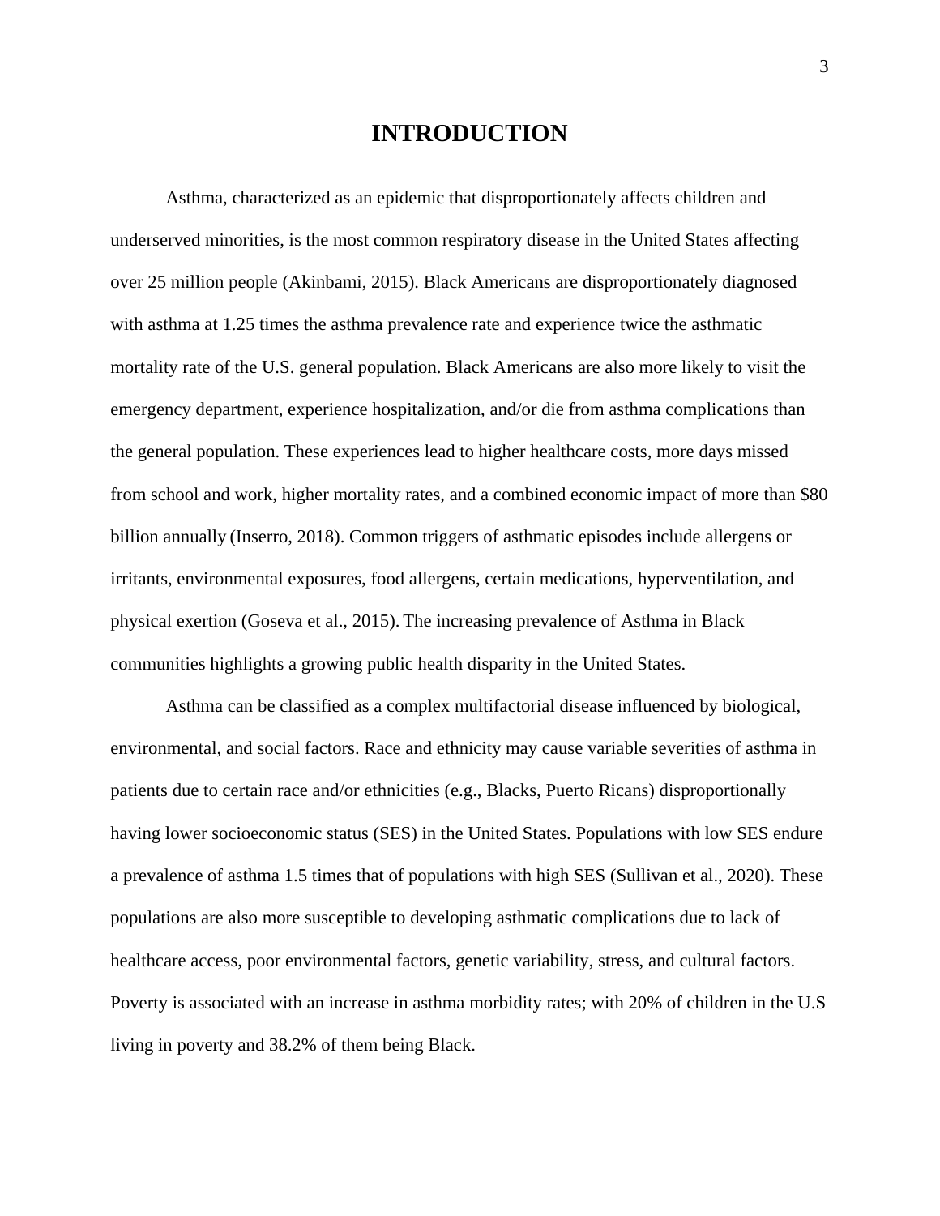# INTRODUCTION

Asthma, characterized as an epidemic that disproportionately affects children and underserved minorities, is the most common respiratory disease in the United States affecting over 25 million people (Akinbami, 2015). Black Americans are disproportionately diagnosed with asthma at 1.25 times the asthma prevalence rate and experience twice the asthmatic mortality rate of the U.S. general population. Black Americans are also more likely to visit the emergency department, experience hospitalization, and/or die from asthma complications than the general population. These experiences lead to higher healthcare costs, more days missed from school and work, higher mortality rates, and a combined economic impact of more than $80 billion annually (Inserro, 2018). Common triggers of asthmatic episodes include allergens or irritants, environmental exposures, food allergens, certain medications, hyperventilation, and physical exertion (Goseva et al., 2015). The increasing prevalence of Asthma in Black communities highlights a growing public health disparity in the United States.

Asthma can be classified as a complex multifactorial disease influenced by biological, environmental, and social factors. Race and ethnicity may cause variable severities of asthma in patients due to certain race and/or ethnicities (e.g., Blacks, Puerto Ricans) disproportionally having lower socioeconomic status (SES) in the United States. Populations with low SES endure a prevalence of asthma 1.5 times that of populations with high SES (Sullivan et al., 2020). These populations are also more susceptible to developing asthmatic complications due to lack of healthcare access, poor environmental factors, genetic variability, stress, and cultural factors. Poverty is associated with an increase in asthma morbidity rates; with 20% of children in the U.S living in poverty and 38.2% of them being Black.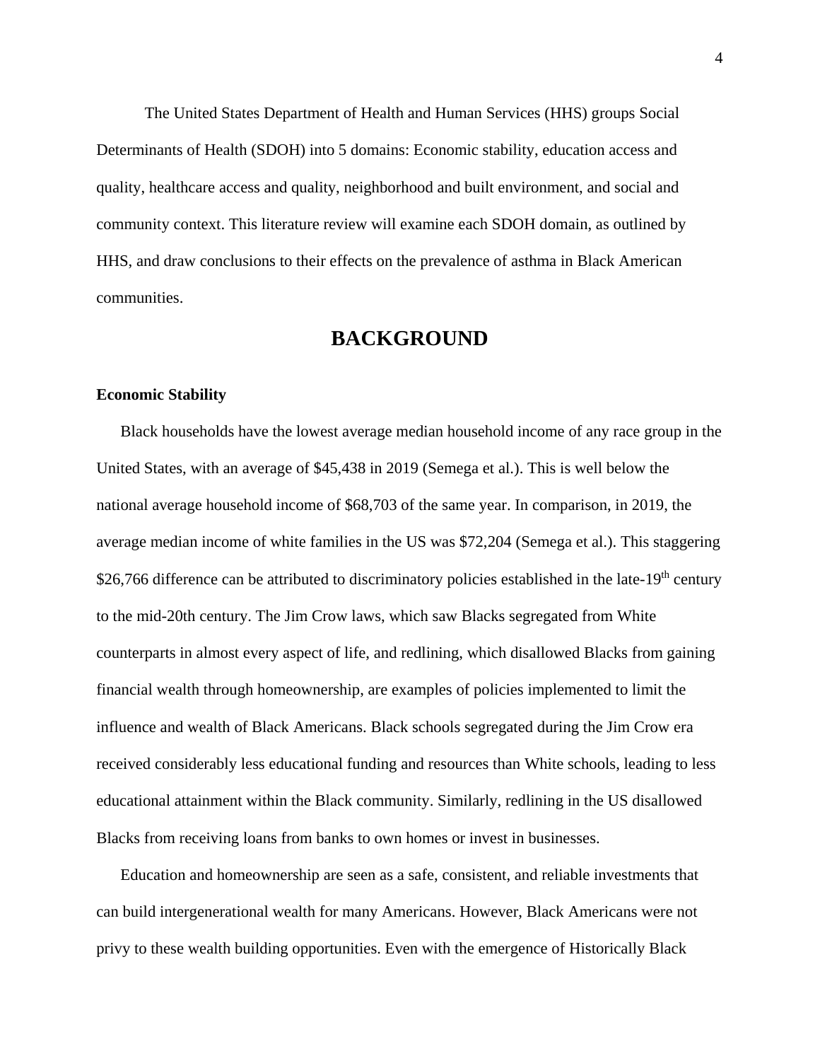The United States Department of Health and Human Services (HHS) groups Social Determinants of Health (SDOH) into 5 domains: Economic stability, education access and quality, healthcare access and quality, neighborhood and built environment, and social and community context. This literature review will examine each SDOH domain, as outlined by HHS, and draw conclusions to their effects on the prevalence of asthma in Black American communities.

# BACKGROUND

### Economic Stability

Black households have the lowest average median household income of any race group in the United States, with an average of $45,438 in 2019 (Semega et al.). This is well below the national average household income of $68,703 of the same year. In comparison, in 2019, the average median income of white families in the US was $72,204 (Semega et al.). This staggering $26,766 difference can be attributed to discriminatory policies established in the late-19th century to the mid-20th century. The Jim Crow laws, which saw Blacks segregated from White counterparts in almost every aspect of life, and redlining, which disallowed Blacks from gaining financial wealth through homeownership, are examples of policies implemented to limit the influence and wealth of Black Americans. Black schools segregated during the Jim Crow era received considerably less educational funding and resources than White schools, leading to less educational attainment within the Black community. Similarly, redlining in the US disallowed Blacks from receiving loans from banks to own homes or invest in businesses.

Education and homeownership are seen as a safe, consistent, and reliable investments that can build intergenerational wealth for many Americans. However, Black Americans were not privy to these wealth building opportunities. Even with the emergence of Historically Black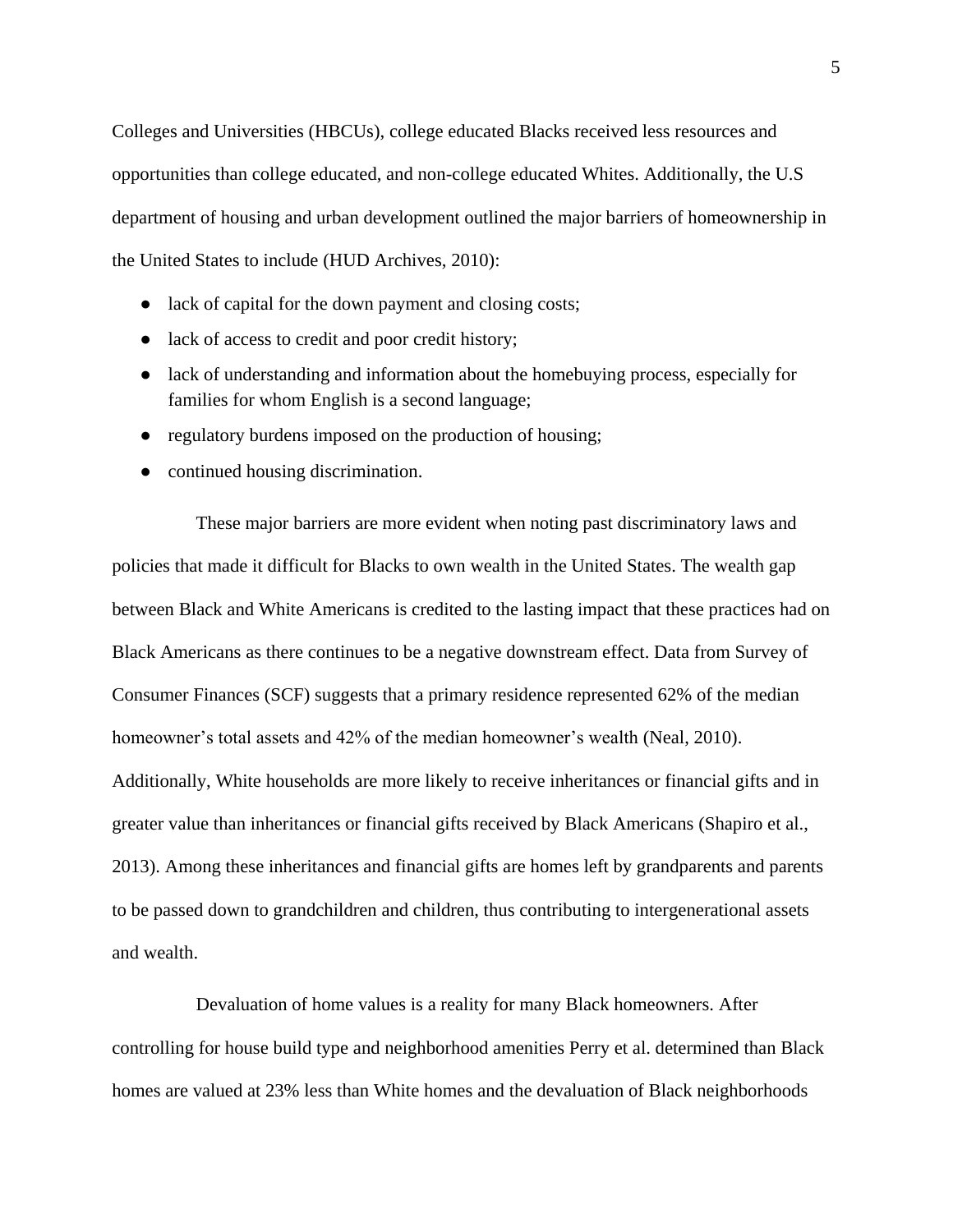Colleges and Universities (HBCUs), college educated Blacks received less resources and opportunities than college educated, and non-college educated Whites. Additionally, the U.S department of housing and urban development outlined the major barriers of homeownership in the United States to include (HUD Archives, 2010):

- lack of capital for the down payment and closing costs;
- lack of access to credit and poor credit history;
- lack of understanding and information about the homebuying process, especially for families for whom English is a second language;
- regulatory burdens imposed on the production of housing;
- continued housing discrimination.

These major barriers are more evident when noting past discriminatory laws and policies that made it difficult for Blacks to own wealth in the United States. The wealth gap between Black and White Americans is credited to the lasting impact that these practices had on Black Americans as there continues to be a negative downstream effect. Data from Survey of Consumer Finances (SCF) suggests that a primary residence represented 62% of the median homeowner's total assets and 42% of the median homeowner's wealth (Neal, 2010). Additionally, White households are more likely to receive inheritances or financial gifts and in greater value than inheritances or financial gifts received by Black Americans (Shapiro et al., 2013). Among these inheritances and financial gifts are homes left by grandparents and parents to be passed down to grandchildren and children, thus contributing to intergenerational assets and wealth.

Devaluation of home values is a reality for many Black homeowners. After controlling for house build type and neighborhood amenities Perry et al. determined than Black homes are valued at 23% less than White homes and the devaluation of Black neighborhoods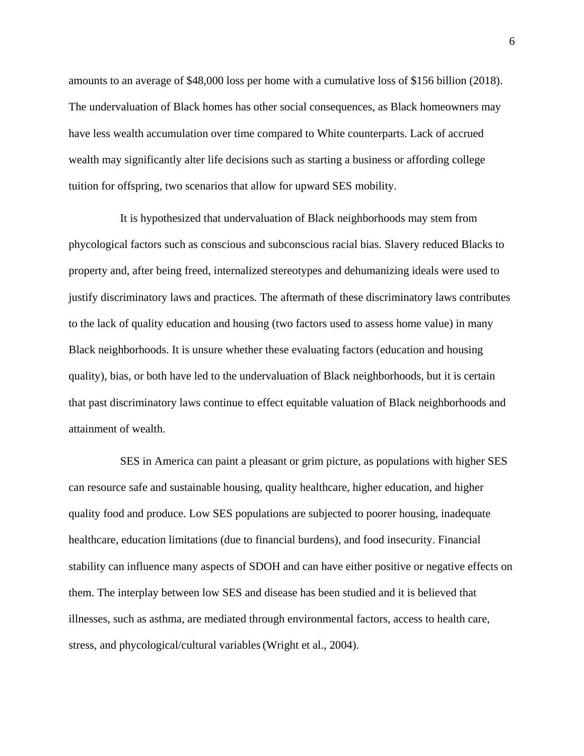amounts to an average of $48,000 loss per home with a cumulative loss of $156 billion (2018). The undervaluation of Black homes has other social consequences, as Black homeowners may have less wealth accumulation over time compared to White counterparts. Lack of accrued wealth may significantly alter life decisions such as starting a business or affording college tuition for offspring, two scenarios that allow for upward SES mobility.

It is hypothesized that undervaluation of Black neighborhoods may stem from phycological factors such as conscious and subconscious racial bias. Slavery reduced Blacks to property and, after being freed, internalized stereotypes and dehumanizing ideals were used to justify discriminatory laws and practices. The aftermath of these discriminatory laws contributes to the lack of quality education and housing (two factors used to assess home value) in many Black neighborhoods. It is unsure whether these evaluating factors (education and housing quality), bias, or both have led to the undervaluation of Black neighborhoods, but it is certain that past discriminatory laws continue to effect equitable valuation of Black neighborhoods and attainment of wealth.

SES in America can paint a pleasant or grim picture, as populations with higher SES can resource safe and sustainable housing, quality healthcare, higher education, and higher quality food and produce. Low SES populations are subjected to poorer housing, inadequate healthcare, education limitations (due to financial burdens), and food insecurity. Financial stability can influence many aspects of SDOH and can have either positive or negative effects on them. The interplay between low SES and disease has been studied and it is believed that illnesses, such as asthma, are mediated through environmental factors, access to health care, stress, and phycological/cultural variables (Wright et al., 2004).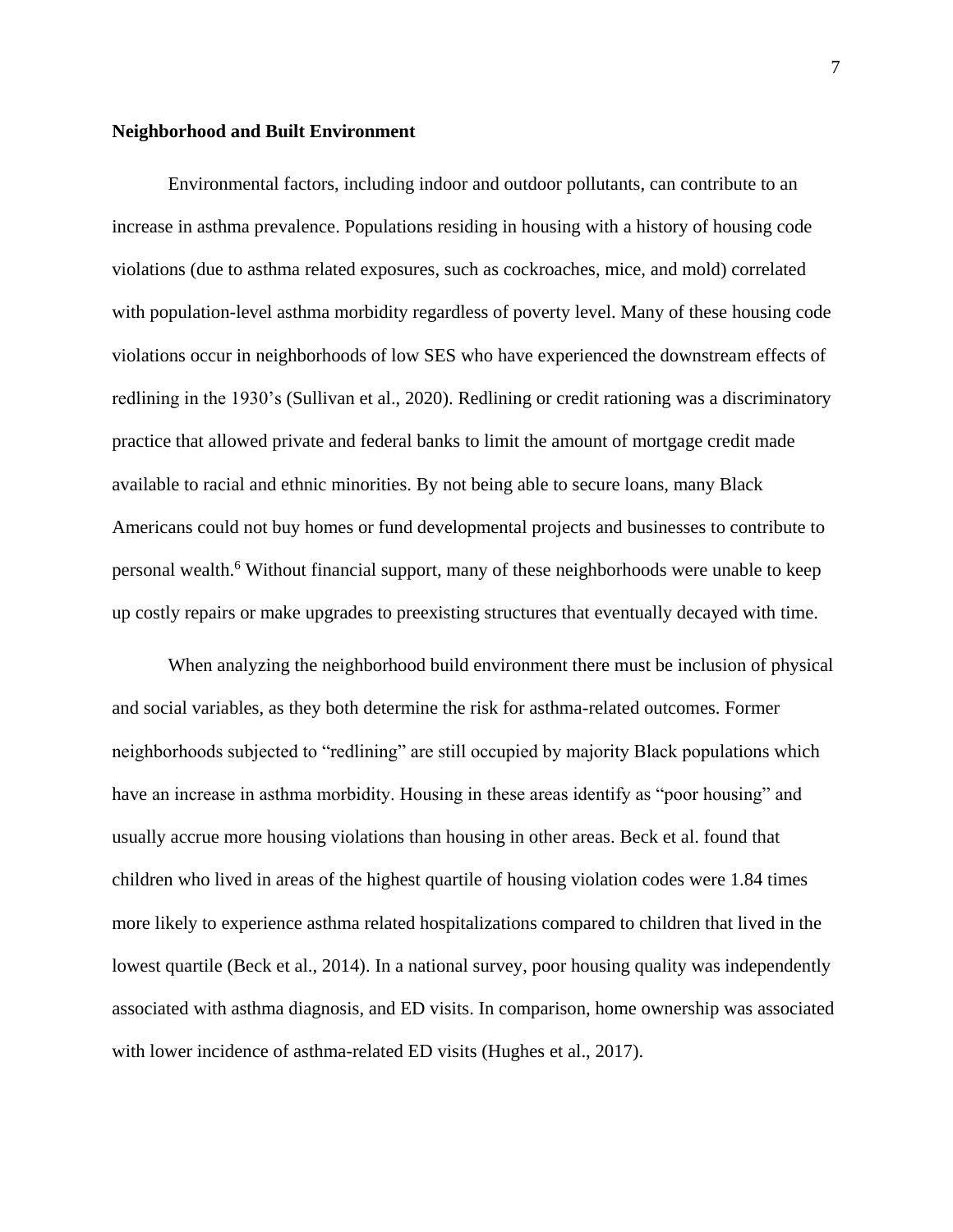**Neighborhood and Built Environment**

Environmental factors, including indoor and outdoor pollutants, can contribute to an increase in asthma prevalence. Populations residing in housing with a history of housing code violations (due to asthma related exposures, such as cockroaches, mice, and mold) correlated with population-level asthma morbidity regardless of poverty level. Many of these housing code violations occur in neighborhoods of low SES who have experienced the downstream effects of redlining in the 1930's (Sullivan et al., 2020). Redlining or credit rationing was a discriminatory practice that allowed private and federal banks to limit the amount of mortgage credit made available to racial and ethnic minorities. By not being able to secure loans, many Black Americans could not buy homes or fund developmental projects and businesses to contribute to personal wealth.[6] Without financial support, many of these neighborhoods were unable to keep up costly repairs or make upgrades to preexisting structures that eventually decayed with time.

When analyzing the neighborhood build environment there must be inclusion of physical and social variables, as they both determine the risk for asthma-related outcomes. Former neighborhoods subjected to "redlining" are still occupied by majority Black populations which have an increase in asthma morbidity. Housing in these areas identify as "poor housing" and usually accrue more housing violations than housing in other areas. Beck et al. found that children who lived in areas of the highest quartile of housing violation codes were 1.84 times more likely to experience asthma related hospitalizations compared to children that lived in the lowest quartile (Beck et al., 2014). In a national survey, poor housing quality was independently associated with asthma diagnosis, and ED visits. In comparison, home ownership was associated with lower incidence of asthma-related ED visits (Hughes et al., 2017).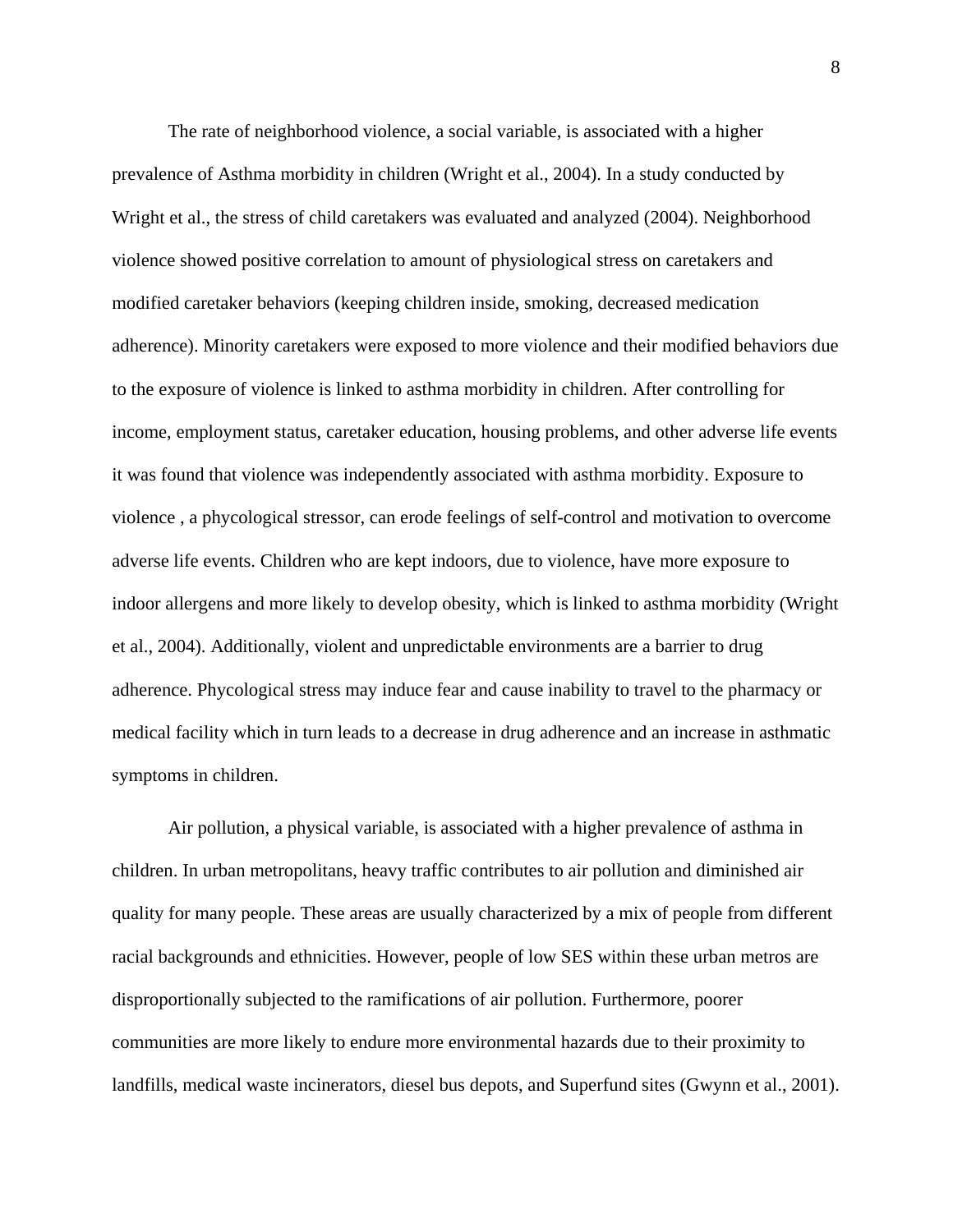The rate of neighborhood violence, a social variable, is associated with a higher prevalence of Asthma morbidity in children (Wright et al., 2004). In a study conducted by Wright et al., the stress of child caretakers was evaluated and analyzed (2004). Neighborhood violence showed positive correlation to amount of physiological stress on caretakers and modified caretaker behaviors (keeping children inside, smoking, decreased medication adherence). Minority caretakers were exposed to more violence and their modified behaviors due to the exposure of violence is linked to asthma morbidity in children. After controlling for income, employment status, caretaker education, housing problems, and other adverse life events it was found that violence was independently associated with asthma morbidity. Exposure to violence , a phycological stressor, can erode feelings of self-control and motivation to overcome adverse life events. Children who are kept indoors, due to violence, have more exposure to indoor allergens and more likely to develop obesity, which is linked to asthma morbidity (Wright et al., 2004). Additionally, violent and unpredictable environments are a barrier to drug adherence. Phycological stress may induce fear and cause inability to travel to the pharmacy or medical facility which in turn leads to a decrease in drug adherence and an increase in asthmatic symptoms in children.

Air pollution, a physical variable, is associated with a higher prevalence of asthma in children. In urban metropolitans, heavy traffic contributes to air pollution and diminished air quality for many people. These areas are usually characterized by a mix of people from different racial backgrounds and ethnicities. However, people of low SES within these urban metros are disproportionally subjected to the ramifications of air pollution. Furthermore, poorer communities are more likely to endure more environmental hazards due to their proximity to landfills, medical waste incinerators, diesel bus depots, and Superfund sites (Gwynn et al., 2001).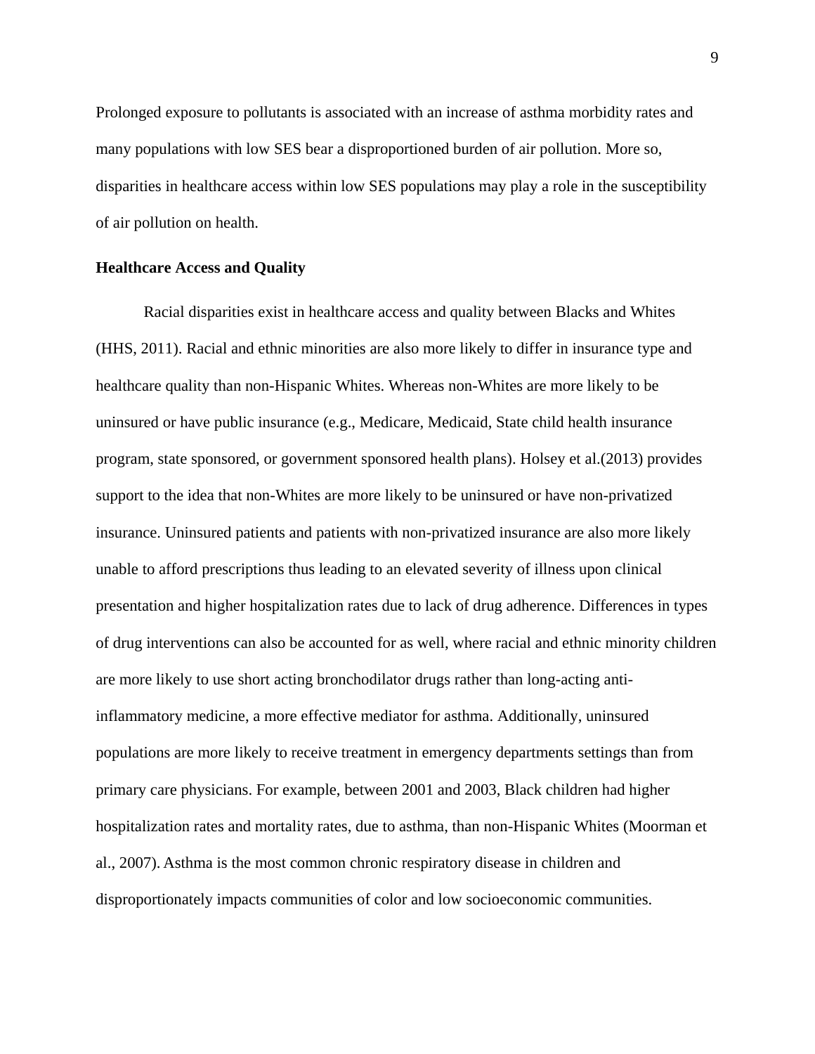Prolonged exposure to pollutants is associated with an increase of asthma morbidity rates and many populations with low SES bear a disproportioned burden of air pollution. More so, disparities in healthcare access within low SES populations may play a role in the susceptibility of air pollution on health.

**Healthcare Access and Quality**

Racial disparities exist in healthcare access and quality between Blacks and Whites (HHS, 2011). Racial and ethnic minorities are also more likely to differ in insurance type and healthcare quality than non-Hispanic Whites. Whereas non-Whites are more likely to be uninsured or have public insurance (e.g., Medicare, Medicaid, State child health insurance program, state sponsored, or government sponsored health plans). Holsey et al.(2013) provides support to the idea that non-Whites are more likely to be uninsured or have non-privatized insurance. Uninsured patients and patients with non-privatized insurance are also more likely unable to afford prescriptions thus leading to an elevated severity of illness upon clinical presentation and higher hospitalization rates due to lack of drug adherence. Differences in types of drug interventions can also be accounted for as well, where racial and ethnic minority children are more likely to use short acting bronchodilator drugs rather than long-acting anti-inflammatory medicine, a more effective mediator for asthma. Additionally, uninsured populations are more likely to receive treatment in emergency departments settings than from primary care physicians. For example, between 2001 and 2003, Black children had higher hospitalization rates and mortality rates, due to asthma, than non-Hispanic Whites (Moorman et al., 2007). Asthma is the most common chronic respiratory disease in children and disproportionately impacts communities of color and low socioeconomic communities.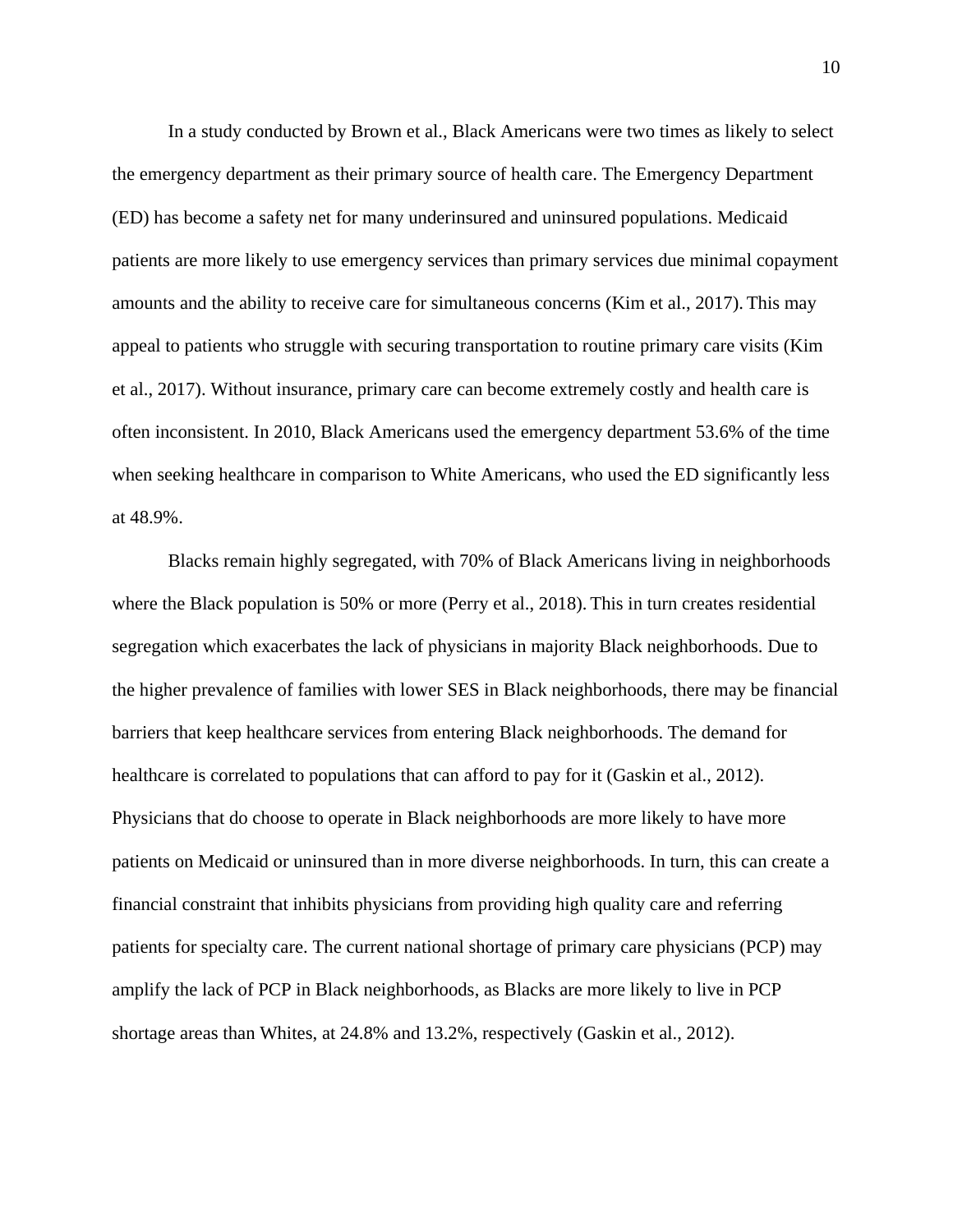In a study conducted by Brown et al., Black Americans were two times as likely to select the emergency department as their primary source of health care. The Emergency Department (ED) has become a safety net for many underinsured and uninsured populations. Medicaid patients are more likely to use emergency services than primary services due minimal copayment amounts and the ability to receive care for simultaneous concerns (Kim et al., 2017). This may appeal to patients who struggle with securing transportation to routine primary care visits (Kim et al., 2017). Without insurance, primary care can become extremely costly and health care is often inconsistent. In 2010, Black Americans used the emergency department 53.6% of the time when seeking healthcare in comparison to White Americans, who used the ED significantly less at 48.9%.

Blacks remain highly segregated, with 70% of Black Americans living in neighborhoods where the Black population is 50% or more (Perry et al., 2018). This in turn creates residential segregation which exacerbates the lack of physicians in majority Black neighborhoods. Due to the higher prevalence of families with lower SES in Black neighborhoods, there may be financial barriers that keep healthcare services from entering Black neighborhoods. The demand for healthcare is correlated to populations that can afford to pay for it (Gaskin et al., 2012). Physicians that do choose to operate in Black neighborhoods are more likely to have more patients on Medicaid or uninsured than in more diverse neighborhoods. In turn, this can create a financial constraint that inhibits physicians from providing high quality care and referring patients for specialty care. The current national shortage of primary care physicians (PCP) may amplify the lack of PCP in Black neighborhoods, as Blacks are more likely to live in PCP shortage areas than Whites, at 24.8% and 13.2%, respectively (Gaskin et al., 2012).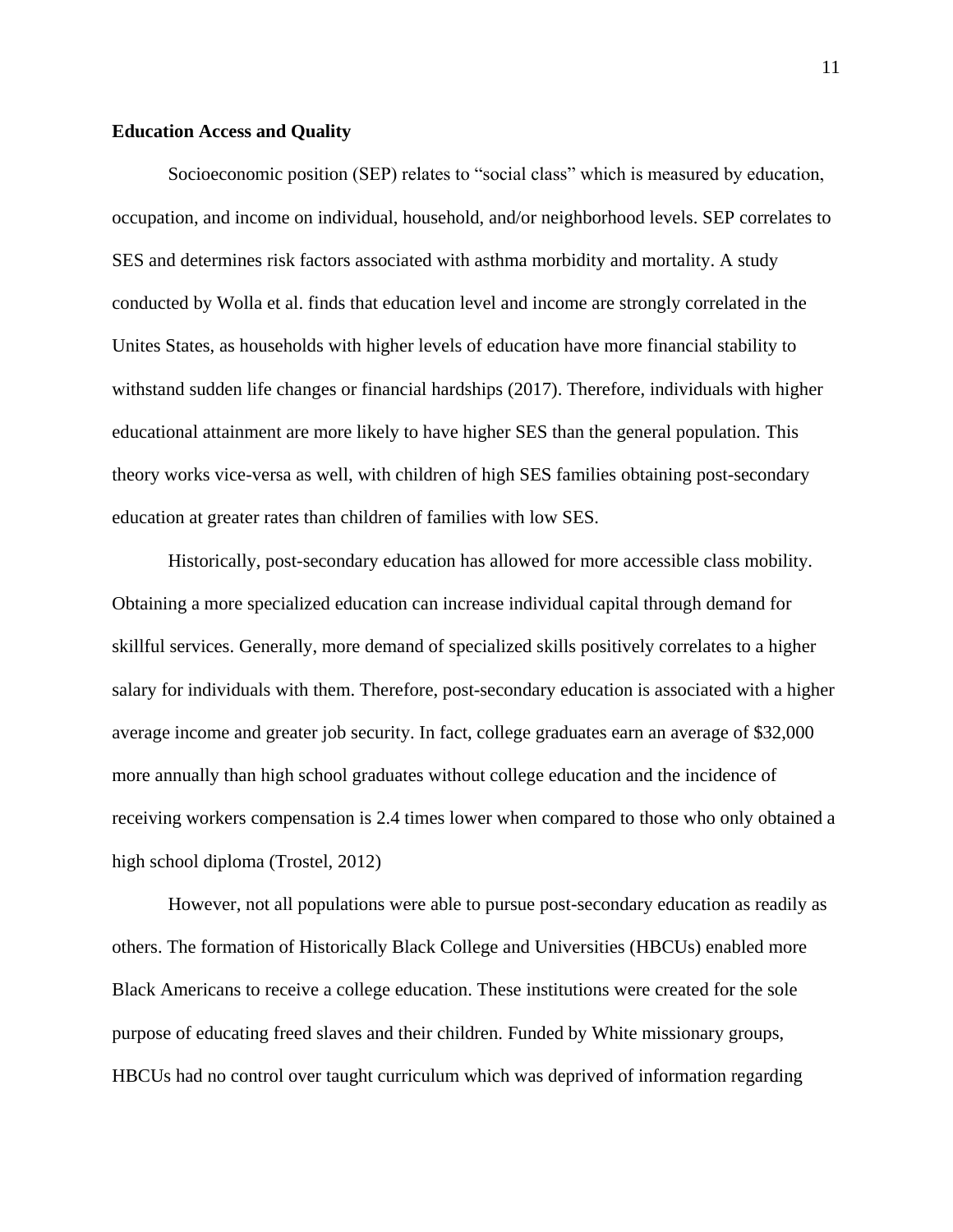**Education Access and Quality**

Socioeconomic position (SEP) relates to "social class" which is measured by education, occupation, and income on individual, household, and/or neighborhood levels. SEP correlates to SES and determines risk factors associated with asthma morbidity and mortality. A study conducted by Wolla et al. finds that education level and income are strongly correlated in the Unites States, as households with higher levels of education have more financial stability to withstand sudden life changes or financial hardships (2017). Therefore, individuals with higher educational attainment are more likely to have higher SES than the general population. This theory works vice-versa as well, with children of high SES families obtaining post-secondary education at greater rates than children of families with low SES.

Historically, post-secondary education has allowed for more accessible class mobility. Obtaining a more specialized education can increase individual capital through demand for skillful services. Generally, more demand of specialized skills positively correlates to a higher salary for individuals with them. Therefore, post-secondary education is associated with a higher average income and greater job security. In fact, college graduates earn an average of $32,000 more annually than high school graduates without college education and the incidence of receiving workers compensation is 2.4 times lower when compared to those who only obtained a high school diploma (Trostel, 2012)

However, not all populations were able to pursue post-secondary education as readily as others. The formation of Historically Black College and Universities (HBCUs) enabled more Black Americans to receive a college education. These institutions were created for the sole purpose of educating freed slaves and their children. Funded by White missionary groups, HBCUs had no control over taught curriculum which was deprived of information regarding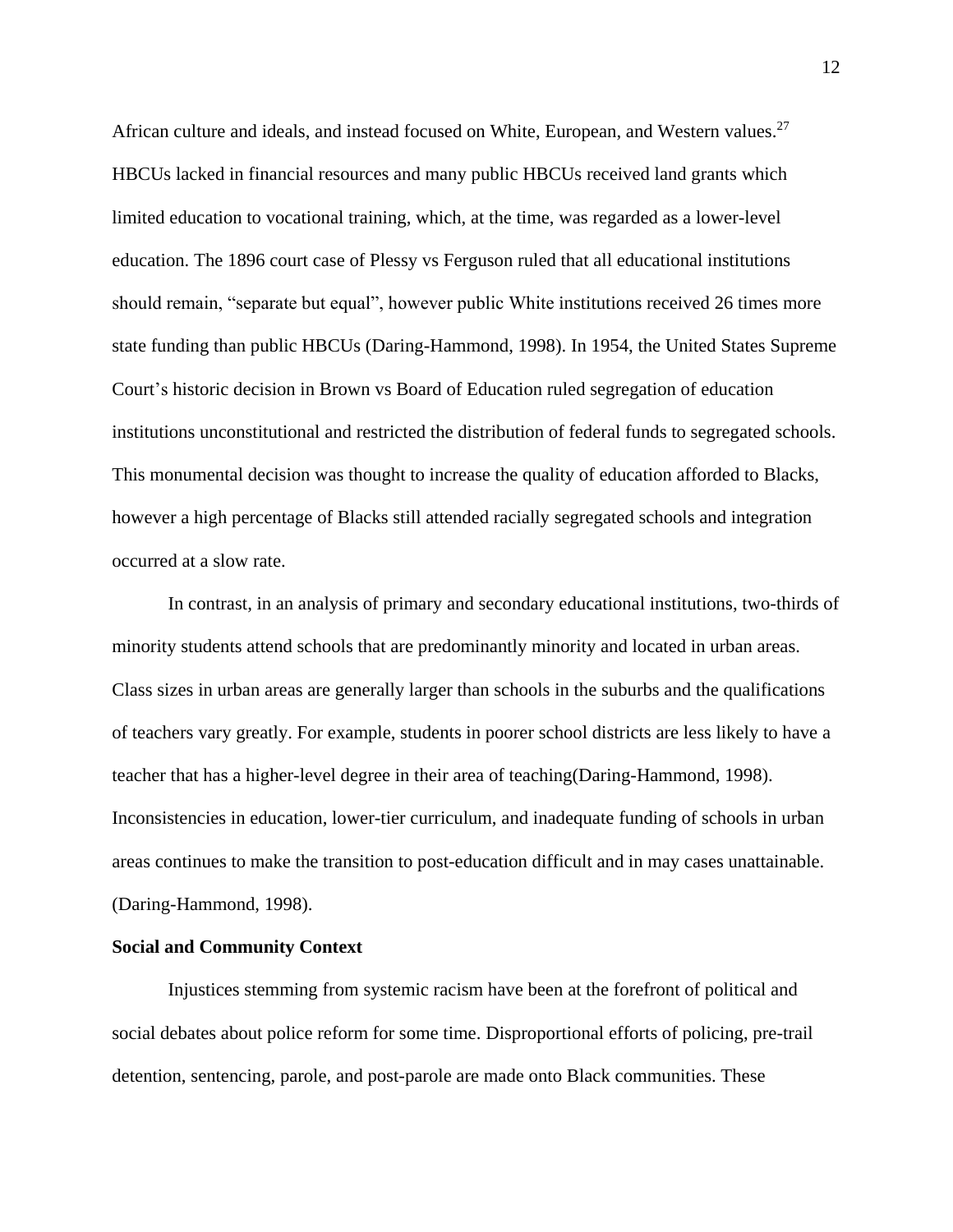African culture and ideals, and instead focused on White, European, and Western values.[27] HBCUs lacked in financial resources and many public HBCUs received land grants which limited education to vocational training, which, at the time, was regarded as a lower-level education. The 1896 court case of Plessy vs Ferguson ruled that all educational institutions should remain, “separate but equal”, however public White institutions received 26 times more state funding than public HBCUs (Daring-Hammond, 1998). In 1954, the United States Supreme Court’s historic decision in Brown vs Board of Education ruled segregation of education institutions unconstitutional and restricted the distribution of federal funds to segregated schools. This monumental decision was thought to increase the quality of education afforded to Blacks, however a high percentage of Blacks still attended racially segregated schools and integration occurred at a slow rate.

In contrast, in an analysis of primary and secondary educational institutions, two-thirds of minority students attend schools that are predominantly minority and located in urban areas. Class sizes in urban areas are generally larger than schools in the suburbs and the qualifications of teachers vary greatly. For example, students in poorer school districts are less likely to have a teacher that has a higher-level degree in their area of teaching(Daring-Hammond, 1998). Inconsistencies in education, lower-tier curriculum, and inadequate funding of schools in urban areas continues to make the transition to post-education difficult and in may cases unattainable. (Daring-Hammond, 1998).

**Social and Community Context**

Injustices stemming from systemic racism have been at the forefront of political and social debates about police reform for some time. Disproportional efforts of policing, pre-trail detention, sentencing, parole, and post-parole are made onto Black communities. These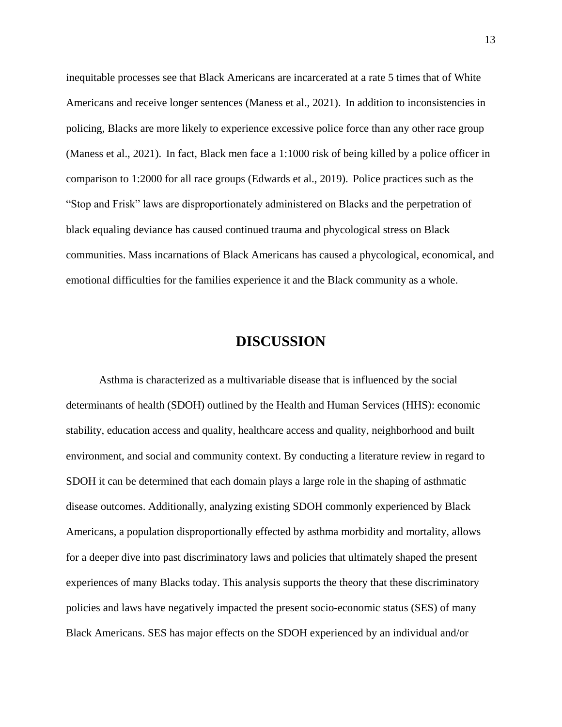inequitable processes see that Black Americans are incarcerated at a rate 5 times that of White Americans and receive longer sentences (Maness et al., 2021). In addition to inconsistencies in policing, Blacks are more likely to experience excessive police force than any other race group (Maness et al., 2021). In fact, Black men face a 1:1000 risk of being killed by a police officer in comparison to 1:2000 for all race groups (Edwards et al., 2019). Police practices such as the "Stop and Frisk" laws are disproportionately administered on Blacks and the perpetration of black equaling deviance has caused continued trauma and phycological stress on Black communities. Mass incarnations of Black Americans has caused a phycological, economical, and emotional difficulties for the families experience it and the Black community as a whole.

# DISCUSSION

Asthma is characterized as a multivariable disease that is influenced by the social determinants of health (SDOH) outlined by the Health and Human Services (HHS): economic stability, education access and quality, healthcare access and quality, neighborhood and built environment, and social and community context. By conducting a literature review in regard to SDOH it can be determined that each domain plays a large role in the shaping of asthmatic disease outcomes. Additionally, analyzing existing SDOH commonly experienced by Black Americans, a population disproportionally effected by asthma morbidity and mortality, allows for a deeper dive into past discriminatory laws and policies that ultimately shaped the present experiences of many Blacks today. This analysis supports the theory that these discriminatory policies and laws have negatively impacted the present socio-economic status (SES) of many Black Americans. SES has major effects on the SDOH experienced by an individual and/or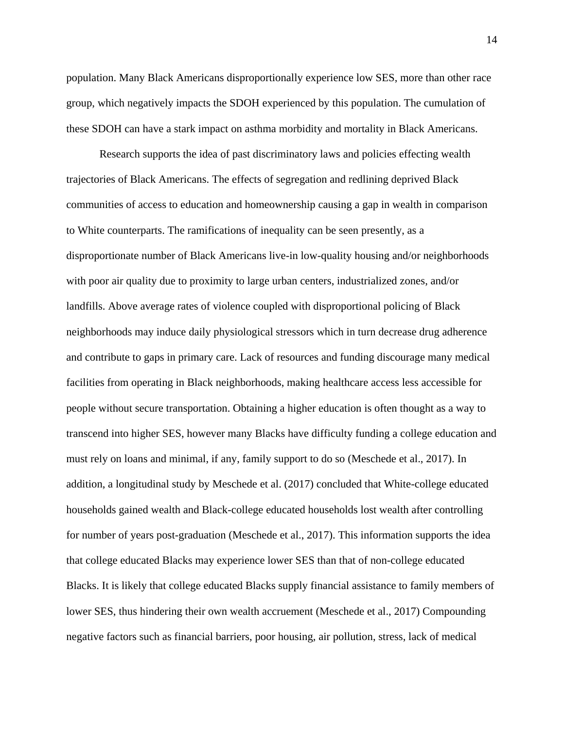population. Many Black Americans disproportionally experience low SES, more than other race group, which negatively impacts the SDOH experienced by this population. The cumulation of these SDOH can have a stark impact on asthma morbidity and mortality in Black Americans.

Research supports the idea of past discriminatory laws and policies effecting wealth trajectories of Black Americans. The effects of segregation and redlining deprived Black communities of access to education and homeownership causing a gap in wealth in comparison to White counterparts. The ramifications of inequality can be seen presently, as a disproportionate number of Black Americans live-in low-quality housing and/or neighborhoods with poor air quality due to proximity to large urban centers, industrialized zones, and/or landfills. Above average rates of violence coupled with disproportional policing of Black neighborhoods may induce daily physiological stressors which in turn decrease drug adherence and contribute to gaps in primary care. Lack of resources and funding discourage many medical facilities from operating in Black neighborhoods, making healthcare access less accessible for people without secure transportation. Obtaining a higher education is often thought as a way to transcend into higher SES, however many Blacks have difficulty funding a college education and must rely on loans and minimal, if any, family support to do so (Meschede et al., 2017). In addition, a longitudinal study by Meschede et al. (2017) concluded that White-college educated households gained wealth and Black-college educated households lost wealth after controlling for number of years post-graduation (Meschede et al., 2017). This information supports the idea that college educated Blacks may experience lower SES than that of non-college educated Blacks. It is likely that college educated Blacks supply financial assistance to family members of lower SES, thus hindering their own wealth accruement (Meschede et al., 2017) Compounding negative factors such as financial barriers, poor housing, air pollution, stress, lack of medical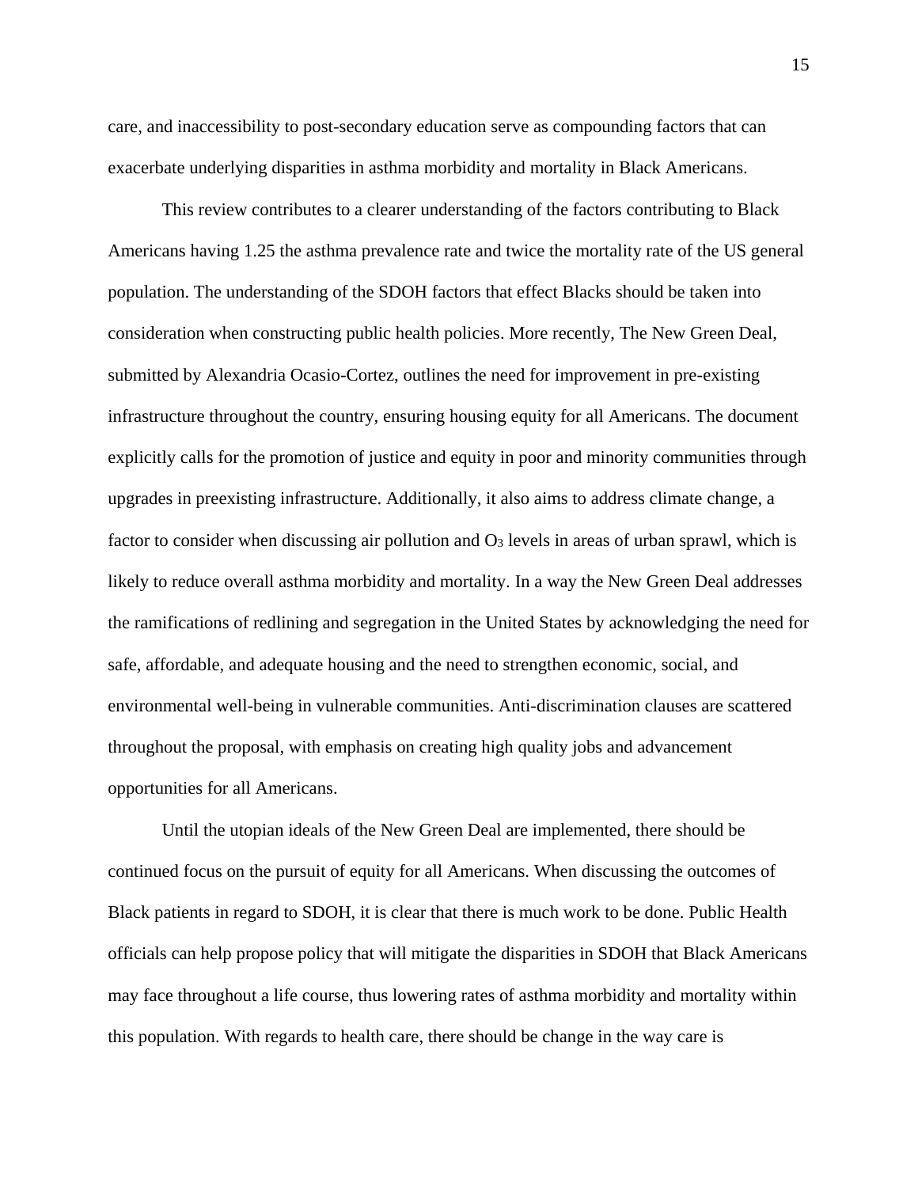care, and inaccessibility to post-secondary education serve as compounding factors that can exacerbate underlying disparities in asthma morbidity and mortality in Black Americans.

This review contributes to a clearer understanding of the factors contributing to Black Americans having 1.25 the asthma prevalence rate and twice the mortality rate of the US general population. The understanding of the SDOH factors that effect Blacks should be taken into consideration when constructing public health policies. More recently, The New Green Deal, submitted by Alexandria Ocasio-Cortez, outlines the need for improvement in pre-existing infrastructure throughout the country, ensuring housing equity for all Americans. The document explicitly calls for the promotion of justice and equity in poor and minority communities through upgrades in preexisting infrastructure. Additionally, it also aims to address climate change, a factor to consider when discussing air pollution and $O_3$ levels in areas of urban sprawl, which is likely to reduce overall asthma morbidity and mortality. In a way the New Green Deal addresses the ramifications of redlining and segregation in the United States by acknowledging the need for safe, affordable, and adequate housing and the need to strengthen economic, social, and environmental well-being in vulnerable communities. Anti-discrimination clauses are scattered throughout the proposal, with emphasis on creating high quality jobs and advancement opportunities for all Americans.

Until the utopian ideals of the New Green Deal are implemented, there should be continued focus on the pursuit of equity for all Americans. When discussing the outcomes of Black patients in regard to SDOH, it is clear that there is much work to be done. Public Health officials can help propose policy that will mitigate the disparities in SDOH that Black Americans may face throughout a life course, thus lowering rates of asthma morbidity and mortality within this population. With regards to health care, there should be change in the way care is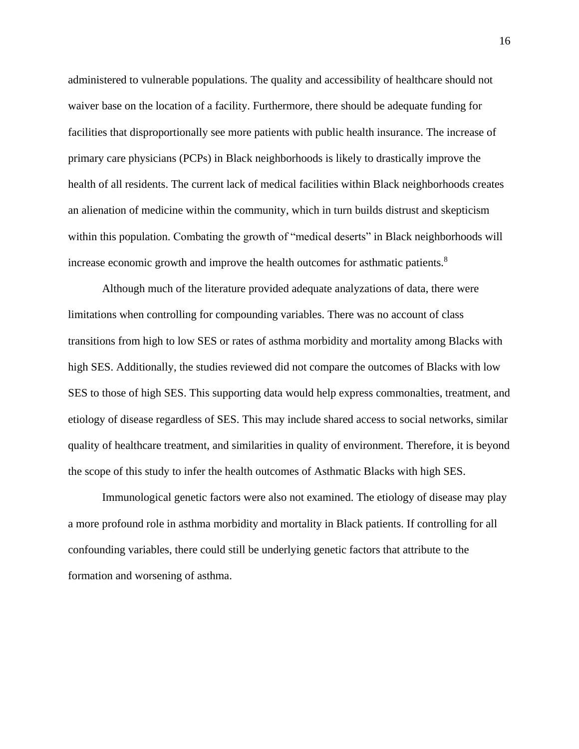administered to vulnerable populations. The quality and accessibility of healthcare should not waiver base on the location of a facility. Furthermore, there should be adequate funding for facilities that disproportionally see more patients with public health insurance. The increase of primary care physicians (PCPs) in Black neighborhoods is likely to drastically improve the health of all residents. The current lack of medical facilities within Black neighborhoods creates an alienation of medicine within the community, which in turn builds distrust and skepticism within this population. Combating the growth of "medical deserts" in Black neighborhoods will increase economic growth and improve the health outcomes for asthmatic patients.[8]

Although much of the literature provided adequate analyzations of data, there were limitations when controlling for compounding variables. There was no account of class transitions from high to low SES or rates of asthma morbidity and mortality among Blacks with high SES. Additionally, the studies reviewed did not compare the outcomes of Blacks with low SES to those of high SES. This supporting data would help express commonalties, treatment, and etiology of disease regardless of SES. This may include shared access to social networks, similar quality of healthcare treatment, and similarities in quality of environment. Therefore, it is beyond the scope of this study to infer the health outcomes of Asthmatic Blacks with high SES.

Immunological genetic factors were also not examined. The etiology of disease may play a more profound role in asthma morbidity and mortality in Black patients. If controlling for all confounding variables, there could still be underlying genetic factors that attribute to the formation and worsening of asthma.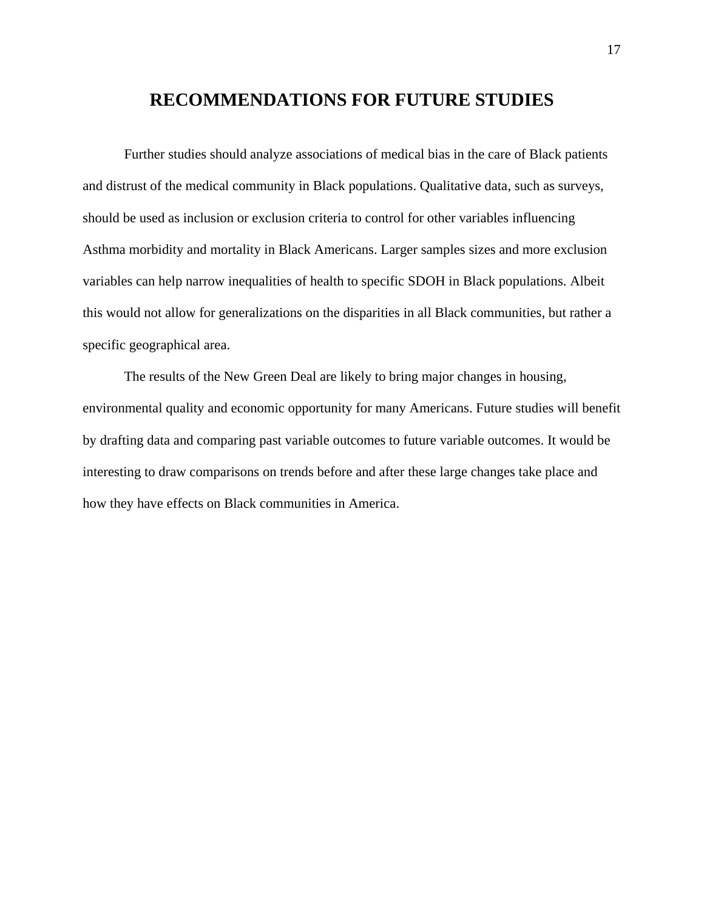# RECOMMENDATIONS FOR FUTURE STUDIES

Further studies should analyze associations of medical bias in the care of Black patients and distrust of the medical community in Black populations. Qualitative data, such as surveys, should be used as inclusion or exclusion criteria to control for other variables influencing Asthma morbidity and mortality in Black Americans. Larger samples sizes and more exclusion variables can help narrow inequalities of health to specific SDOH in Black populations. Albeit this would not allow for generalizations on the disparities in all Black communities, but rather a specific geographical area.

The results of the New Green Deal are likely to bring major changes in housing, environmental quality and economic opportunity for many Americans. Future studies will benefit by drafting data and comparing past variable outcomes to future variable outcomes. It would be interesting to draw comparisons on trends before and after these large changes take place and how they have effects on Black communities in America.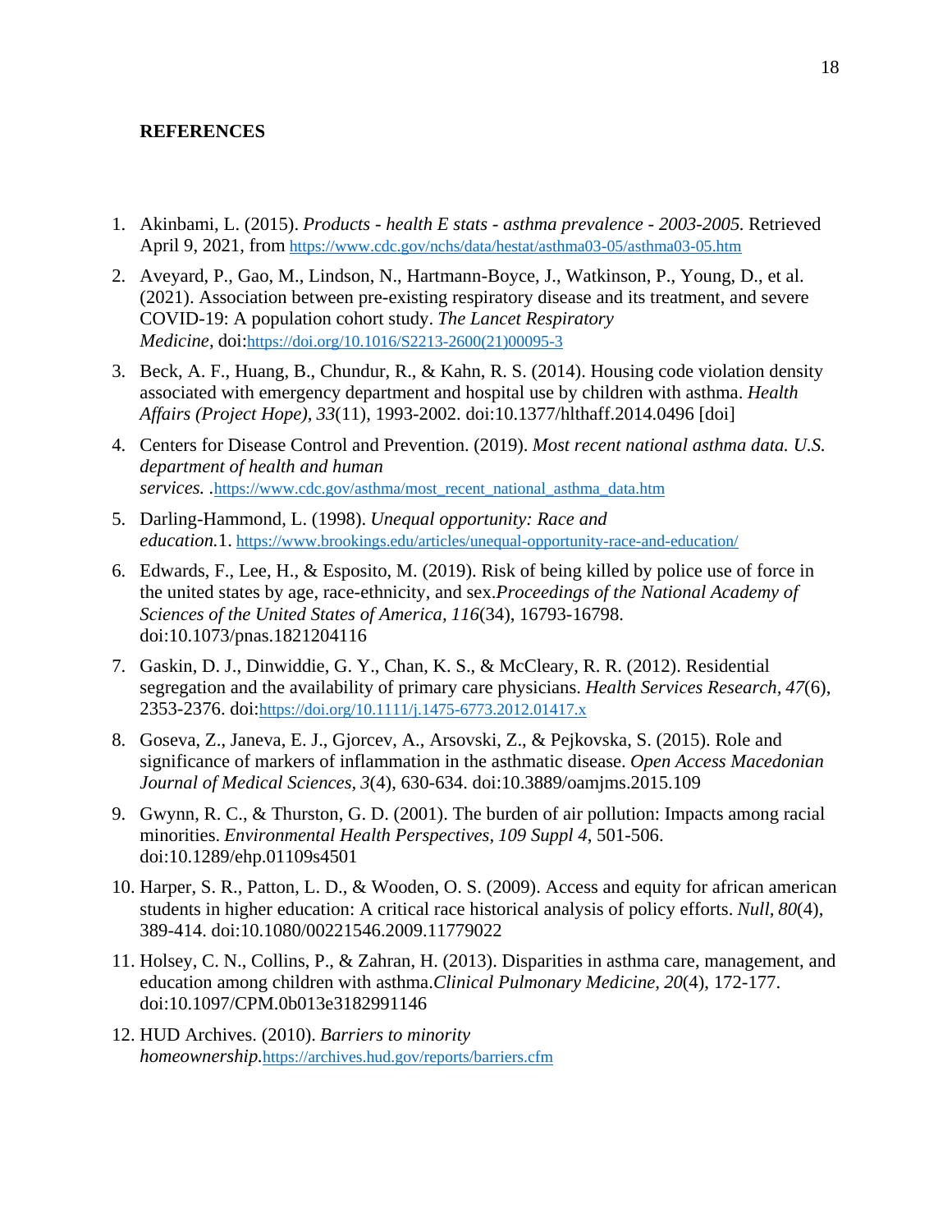**REFERENCES**

1. Akinbami, L. (2015). *Products - health E stats - asthma prevalence - 2003-2005.* Retrieved April 9, 2021, from https://www.cdc.gov/nchs/data/hestat/asthma03-05/asthma03-05.htm
2. Aveyard, P., Gao, M., Lindson, N., Hartmann-Boyce, J., Watkinson, P., Young, D., et al. (2021). Association between pre-existing respiratory disease and its treatment, and severe COVID-19: A population cohort study. *The Lancet Respiratory Medicine,* doi:https://doi.org/10.1016/S2213-2600(21)00095-3
3. Beck, A. F., Huang, B., Chundur, R., & Kahn, R. S. (2014). Housing code violation density associated with emergency department and hospital use by children with asthma. *Health Affairs (Project Hope), 33*(11), 1993-2002. doi:10.1377/hlthaff.2014.0496 [doi]
4. Centers for Disease Control and Prevention. (2019). *Most recent national asthma data. U.S. department of health and human services.* .https://www.cdc.gov/asthma/most_recent_national_asthma_data.htm
5. Darling-Hammond, L. (1998). *Unequal opportunity: Race and education.*1. https://www.brookings.edu/articles/unequal-opportunity-race-and-education/
6. Edwards, F., Lee, H., & Esposito, M. (2019). Risk of being killed by police use of force in the united states by age, race-ethnicity, and sex.*Proceedings of the National Academy of Sciences of the United States of America, 116*(34), 16793-16798. doi:10.1073/pnas.1821204116
7. Gaskin, D. J., Dinwiddie, G. Y., Chan, K. S., & McCleary, R. R. (2012). Residential segregation and the availability of primary care physicians. *Health Services Research, 47*(6), 2353-2376. doi:https://doi.org/10.1111/j.1475-6773.2012.01417.x
8. Goseva, Z., Janeva, E. J., Gjorcev, A., Arsovski, Z., & Pejkovska, S. (2015). Role and significance of markers of inflammation in the asthmatic disease. *Open Access Macedonian Journal of Medical Sciences, 3*(4), 630-634. doi:10.3889/oamjms.2015.109
9. Gwynn, R. C., & Thurston, G. D. (2001). The burden of air pollution: Impacts among racial minorities. *Environmental Health Perspectives, 109 Suppl 4*, 501-506. doi:10.1289/ehp.01109s4501
10. Harper, S. R., Patton, L. D., & Wooden, O. S. (2009). Access and equity for african american students in higher education: A critical race historical analysis of policy efforts. *Null, 80*(4), 389-414. doi:10.1080/00221546.2009.11779022
11. Holsey, C. N., Collins, P., & Zahran, H. (2013). Disparities in asthma care, management, and education among children with asthma.*Clinical Pulmonary Medicine, 20*(4), 172-177. doi:10.1097/CPM.0b013e3182991146
12. HUD Archives. (2010). *Barriers to minority homeownership.*https://archives.hud.gov/reports/barriers.cfm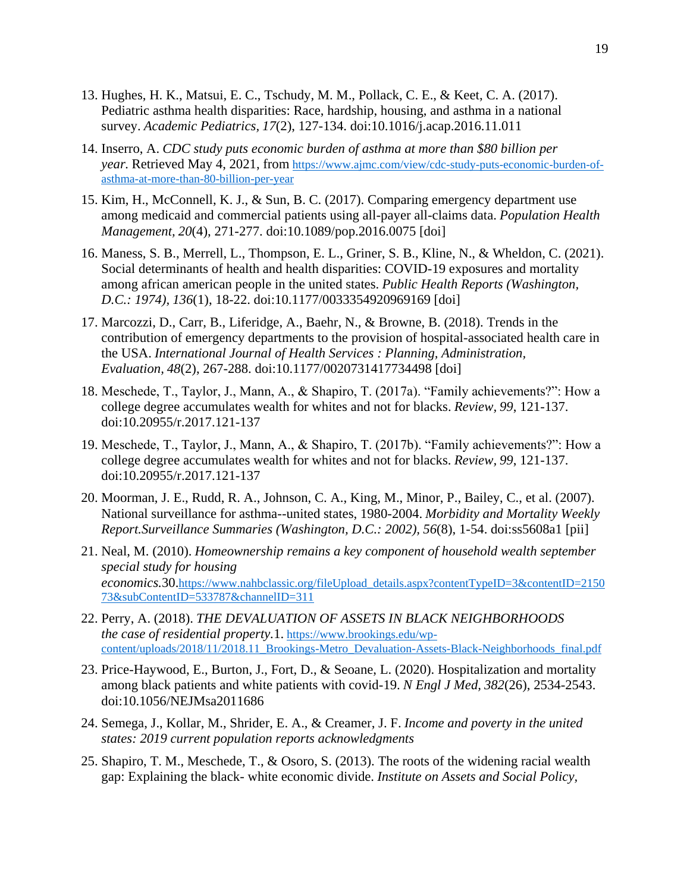13. Hughes, H. K., Matsui, E. C., Tschudy, M. M., Pollack, C. E., & Keet, C. A. (2017). Pediatric asthma health disparities: Race, hardship, housing, and asthma in a national survey. *Academic Pediatrics, 17*(2), 127-134. doi:10.1016/j.acap.2016.11.011

14. Inserro, A. *CDC study puts economic burden of asthma at more than $80 billion per year.* Retrieved May 4, 2021, from https://www.ajmc.com/view/cdc-study-puts-economic-burden-of-asthma-at-more-than-80-billion-per-year

15. Kim, H., McConnell, K. J., & Sun, B. C. (2017). Comparing emergency department use among medicaid and commercial patients using all-payer all-claims data. *Population Health Management, 20*(4), 271-277. doi:10.1089/pop.2016.0075 [doi]

16. Maness, S. B., Merrell, L., Thompson, E. L., Griner, S. B., Kline, N., & Wheldon, C. (2021). Social determinants of health and health disparities: COVID-19 exposures and mortality among african american people in the united states. *Public Health Reports (Washington, D.C.: 1974), 136*(1), 18-22. doi:10.1177/0033354920969169 [doi]

17. Marcozzi, D., Carr, B., Liferidge, A., Baehr, N., & Browne, B. (2018). Trends in the contribution of emergency departments to the provision of hospital-associated health care in the USA. *International Journal of Health Services : Planning, Administration, Evaluation, 48*(2), 267-288. doi:10.1177/0020731417734498 [doi]

18. Meschede, T., Taylor, J., Mann, A., & Shapiro, T. (2017a). "Family achievements?": How a college degree accumulates wealth for whites and not for blacks. *Review, 99*, 121-137. doi:10.20955/r.2017.121-137

19. Meschede, T., Taylor, J., Mann, A., & Shapiro, T. (2017b). "Family achievements?": How a college degree accumulates wealth for whites and not for blacks. *Review, 99*, 121-137. doi:10.20955/r.2017.121-137

20. Moorman, J. E., Rudd, R. A., Johnson, C. A., King, M., Minor, P., Bailey, C., et al. (2007). National surveillance for asthma--united states, 1980-2004. *Morbidity and Mortality Weekly Report.Surveillance Summaries (Washington, D.C.: 2002), 56*(8), 1-54. doi:ss5608a1 [pii]

21. Neal, M. (2010). *Homeownership remains a key component of household wealth september special study for housing economics*.30.https://www.nahbclassic.org/fileUpload_details.aspx?contentTypeID=3&contentID=215073&subContentID=533787&channelID=311

22. Perry, A. (2018). *THE DEVALUATION OF ASSETS IN BLACK NEIGHBORHOODS the case of residential property*.1. https://www.brookings.edu/wp-content/uploads/2018/11/2018.11_Brookings-Metro_Devaluation-Assets-Black-Neighborhoods_final.pdf

23. Price-Haywood, E., Burton, J., Fort, D., & Seoane, L. (2020). Hospitalization and mortality among black patients and white patients with covid-19. *N Engl J Med, 382*(26), 2534-2543. doi:10.1056/NEJMsa2011686

24. Semega, J., Kollar, M., Shrider, E. A., & Creamer, J. F. *Income and poverty in the united states: 2019 current population reports acknowledgments*

25. Shapiro, T. M., Meschede, T., & Osoro, S. (2013). The roots of the widening racial wealth gap: Explaining the black- white economic divide. *Institute on Assets and Social Policy,*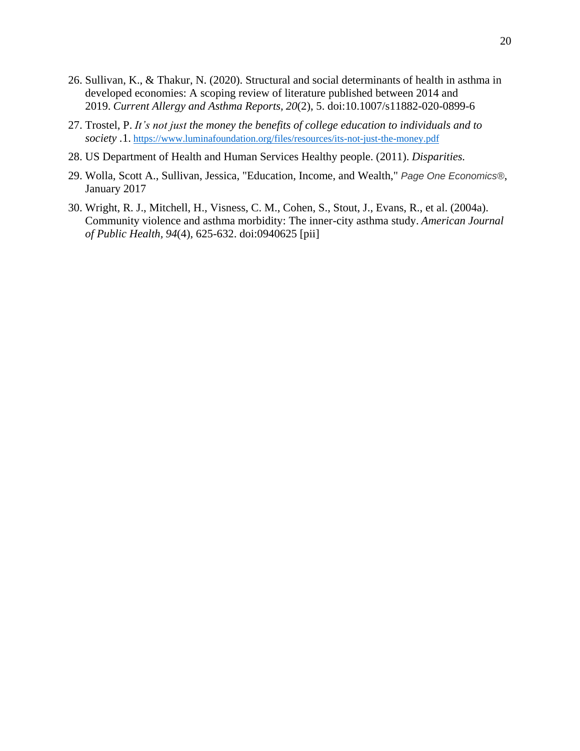26. Sullivan, K., & Thakur, N. (2020). Structural and social determinants of health in asthma in developed economies: A scoping review of literature published between 2014 and 2019. *Current Allergy and Asthma Reports, 20*(2), 5. doi:10.1007/s11882-020-0899-6
27. Trostel, P. *It's not just the money the benefits of college education to individuals and to society* .1. https://www.luminafoundation.org/files/resources/its-not-just-the-money.pdf
28. US Department of Health and Human Services Healthy people. (2011). *Disparities.*
29. Wolla, Scott A., Sullivan, Jessica, "Education, Income, and Wealth," *Page One Economics®*, January 2017
30. Wright, R. J., Mitchell, H., Visness, C. M., Cohen, S., Stout, J., Evans, R., et al. (2004a). Community violence and asthma morbidity: The inner-city asthma study. *American Journal of Public Health, 94*(4), 625-632. doi:0940625 [pii]